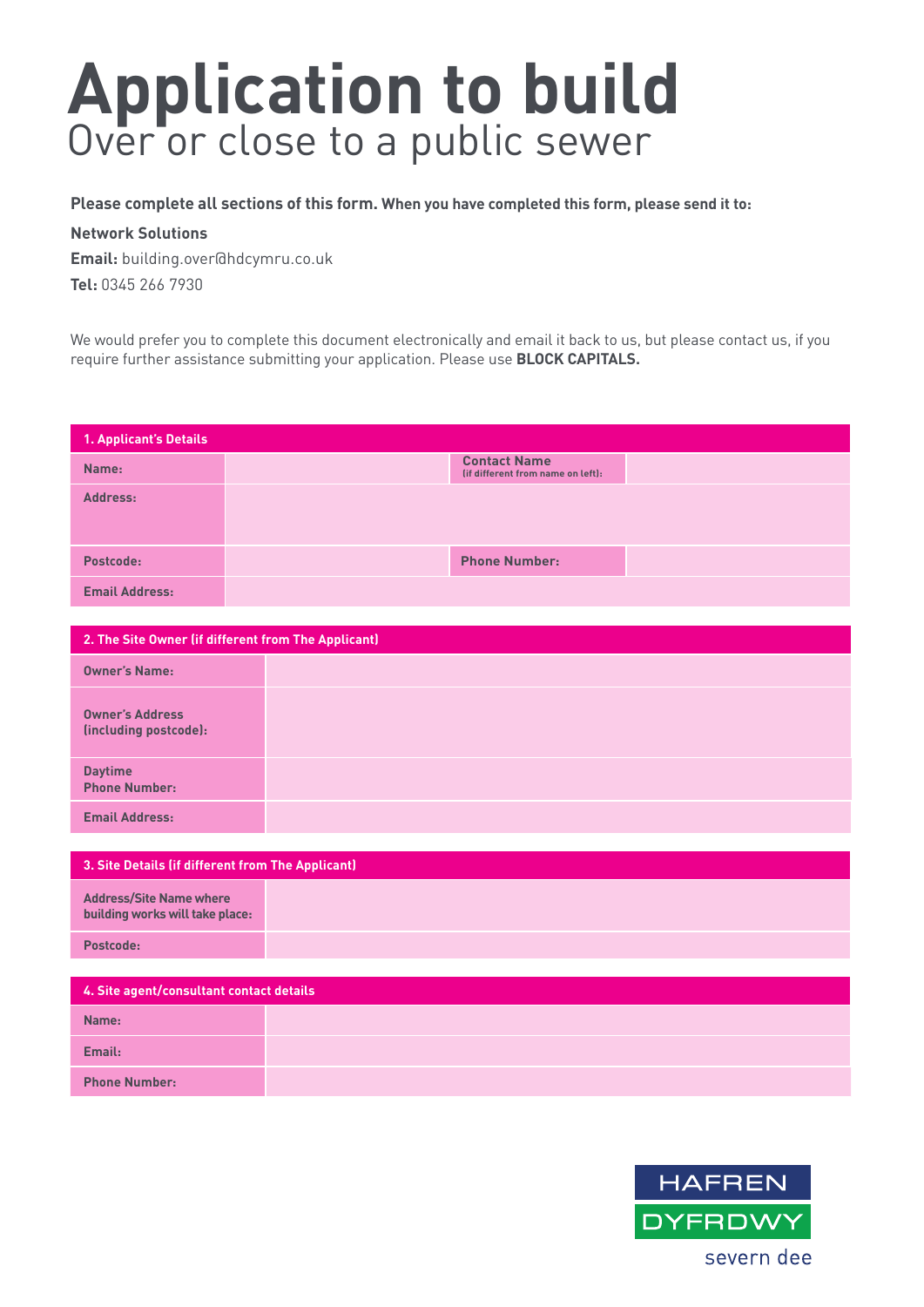# Application to build

## Over or close to a public sewer

**Please complete all sections of this form. When you have completed this form, please send it to:**

**Network Solutions**

**Email:** building.over@hdcymru.co.uk

**Tel:** 0345 266 7930

We would prefer you to complete this document electronically and email it back to us, but please contact us, if you require further assistance submitting your application. Please use **BLOCK CAPITALS.**

| 1. Applicant's Details | | | |
|---|---|---|---|
| Name: | | Contact Name (if different from name on left): | |
| Address: | | | |
| Postcode: | | Phone Number: | |
| Email Address: | | | |

| 2. The Site Owner (if different from The Applicant) | |
|---|---|
| Owner's Name: | |
| Owner's Address (including postcode): | |
| Daytime Phone Number: | |
| Email Address: | |

| 3. Site Details (if different from The Applicant) | |
|---|---|
| Address/Site Name where building works will take place: | |
| Postcode: | |

| 4. Site agent/consultant contact details | |
|---|---|
| Name: | |
| Email: | |
| Phone Number: | |

HAFREN DYFRDWY severn dee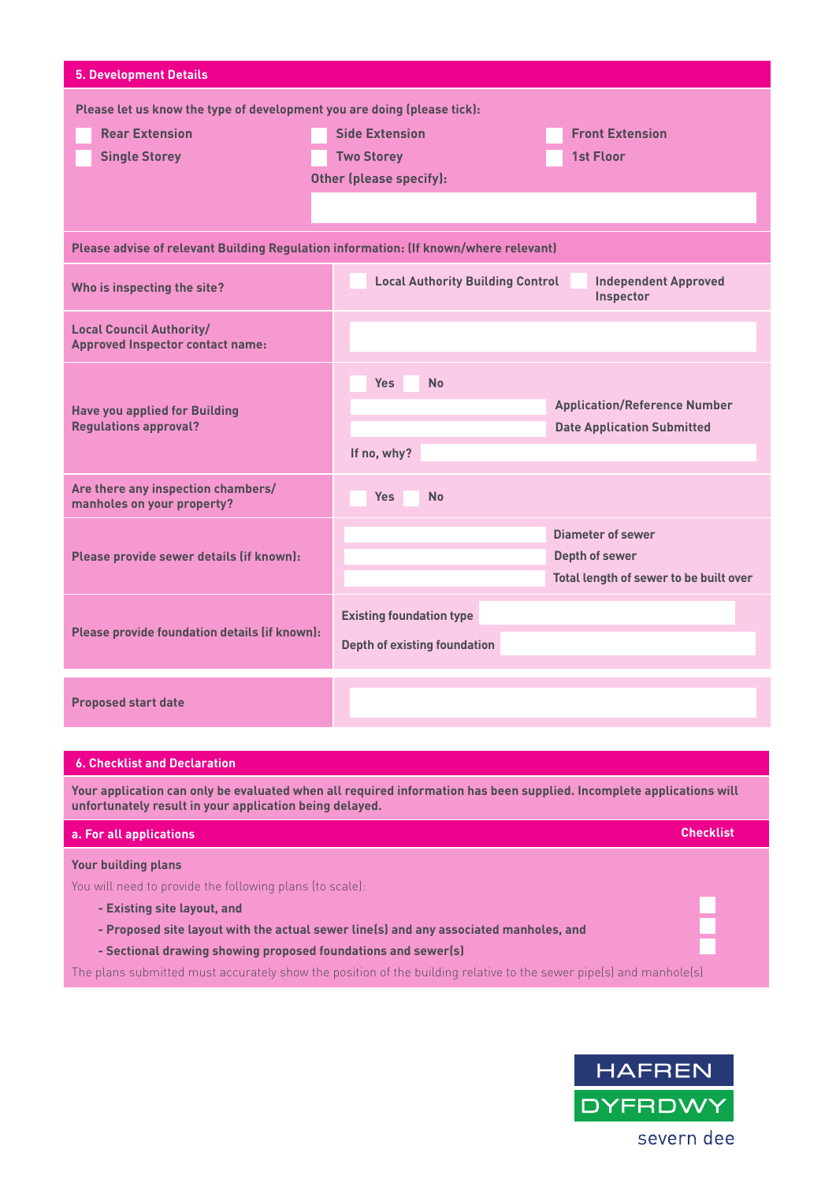## 5. Development Details

Please let us know the type of development you are doing (please tick):

- ☐ Rear Extension
- ☐ Side Extension
- ☐ Front Extension
- ☐ Single Storey
- ☐ Two Storey
- ☐ 1st Floor

Other (please specify):

Please advise of relevant Building Regulation information: (If known/where relevant)

| | |
|---|---|
| Who is inspecting the site? | ☐ Local Authority Building Control ☐ Independent Approved Inspector |
| Local Council Authority/ Approved Inspector contact name: | |
| Have you applied for Building Regulations approval? | ☐ Yes ☐ No<br>Application/Reference Number<br>Date Application Submitted<br>If no, why? |
| Are there any inspection chambers/ manholes on your property? | ☐ Yes ☐ No |
| Please provide sewer details (if known): | Diameter of sewer<br>Depth of sewer<br>Total length of sewer to be built over |
| Please provide foundation details (if known): | Existing foundation type<br>Depth of existing foundation |
| Proposed start date | |

## 6. Checklist and Declaration

**Your application can only be evaluated when all required information has been supplied. Incomplete applications will unfortunately result in your application being delayed.**

### a. For all applications

**Checklist**

**Your building plans**

You will need to provide the following plans (to scale):

- **Existing site layout, and** ☐
- **Proposed site layout with the actual sewer line(s) and any associated manholes, and** ☐
- **Sectional drawing showing proposed foundations and sewer(s)** ☐

The plans submitted must accurately show the position of the building relative to the sewer pipe(s) and manhole(s)

HAFREN DYFRDWY severn dee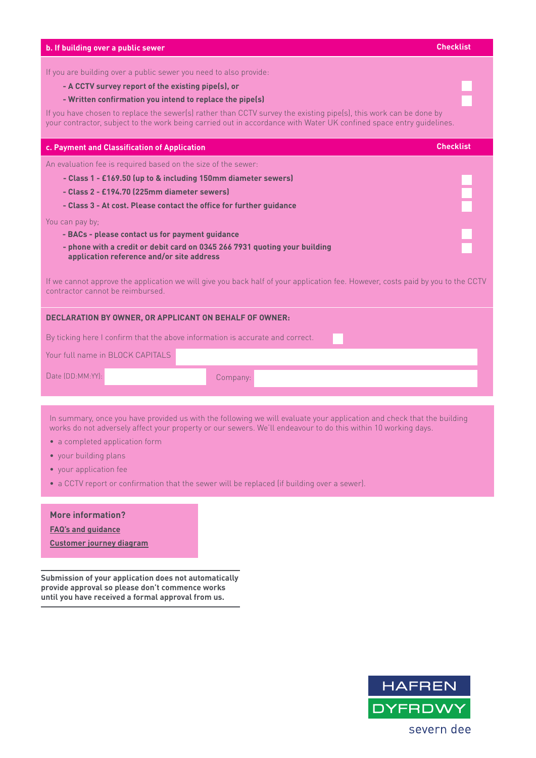## b. If building over a public sewer

**Checklist**

If you are building over a public sewer you need to also provide:

- **A CCTV survey report of the existing pipe(s), or** ☐
- **Written confirmation you intend to replace the pipe(s)** ☐

If you have chosen to replace the sewer(s) rather than CCTV survey the existing pipe(s), this work can be done by your contractor, subject to the work being carried out in accordance with Water UK confined space entry guidelines.

## c. Payment and Classification of Application

**Checklist**

An evaluation fee is required based on the size of the sewer:

- **Class 1 - £169.50 (up to & including 150mm diameter sewers)** ☐
- **Class 2 - £194.70 (225mm diameter sewers)** ☐
- **Class 3 - At cost. Please contact the office for further guidance** ☐

You can pay by;

- **BACs - please contact us for payment guidance** ☐
- **phone with a credit or debit card on 0345 266 7931 quoting your building application reference and/or site address** ☐

If we cannot approve the application we will give you back half of your application fee. However, costs paid by you to the CCTV contractor cannot be reimbursed.

**DECLARATION BY OWNER, OR APPLICANT ON BEHALF OF OWNER:**

By ticking here I confirm that the above information is accurate and correct. ☐

Your full name in BLOCK CAPITALS

Date (DD:MM:YY):

Company:

In summary, once you have provided us with the following we will evaluate your application and check that the building works do not adversely affect your property or our sewers. We'll endeavour to do this within 10 working days.

- a completed application form
- your building plans
- your application fee
- a CCTV report or confirmation that the sewer will be replaced (if building over a sewer).

**More information?**

**FAQ's and guidance**

**Customer journey diagram**

**Submission of your application does not automatically provide approval so please don't commence works until you have received a formal approval from us.**

HAFREN DYFRDWY

severn dee